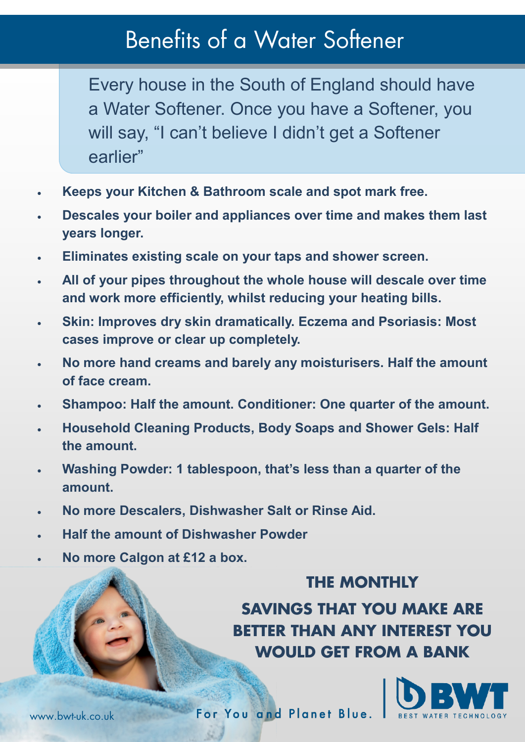# Benefits of a Water Softener

Every house in the South of England should have a Water Softener. Once you have a Softener, you will say, “I can’t believe I didn’t get a Softener earlier”

- **Keeps your Kitchen & Bathroom scale and spot mark free.**
- **Descales your boiler and appliances over time and makes them last years longer.**
- **Eliminates existing scale on your taps and shower screen.**
- **All of your pipes throughout the whole house will descale over time and work more efficiently, whilst reducing your heating bills.**
- **Skin: Improves dry skin dramatically. Eczema and Psoriasis: Most cases improve or clear up completely.**
- **No more hand creams and barely any moisturisers. Half the amount of face cream.**
- **Shampoo: Half the amount. Conditioner: One quarter of the amount.**
- **Household Cleaning Products, Body Soaps and Shower Gels: Half the amount.**
- **Washing Powder: 1 tablespoon, that’s less than a quarter of the amount.**
- **No more Descalers, Dishwasher Salt or Rinse Aid.**
- **Half the amount of Dishwasher Powder**
- **No more Calgon at £12 a box.**

**THE MONTHLY SAVINGS THAT YOU MAKE ARE BETTER THAN ANY INTEREST YOU WOULD GET FROM A BANK**

www.bwt-uk.co.uk

For You and Planet Blue.

BWT BEST WATER TECHNOLOGY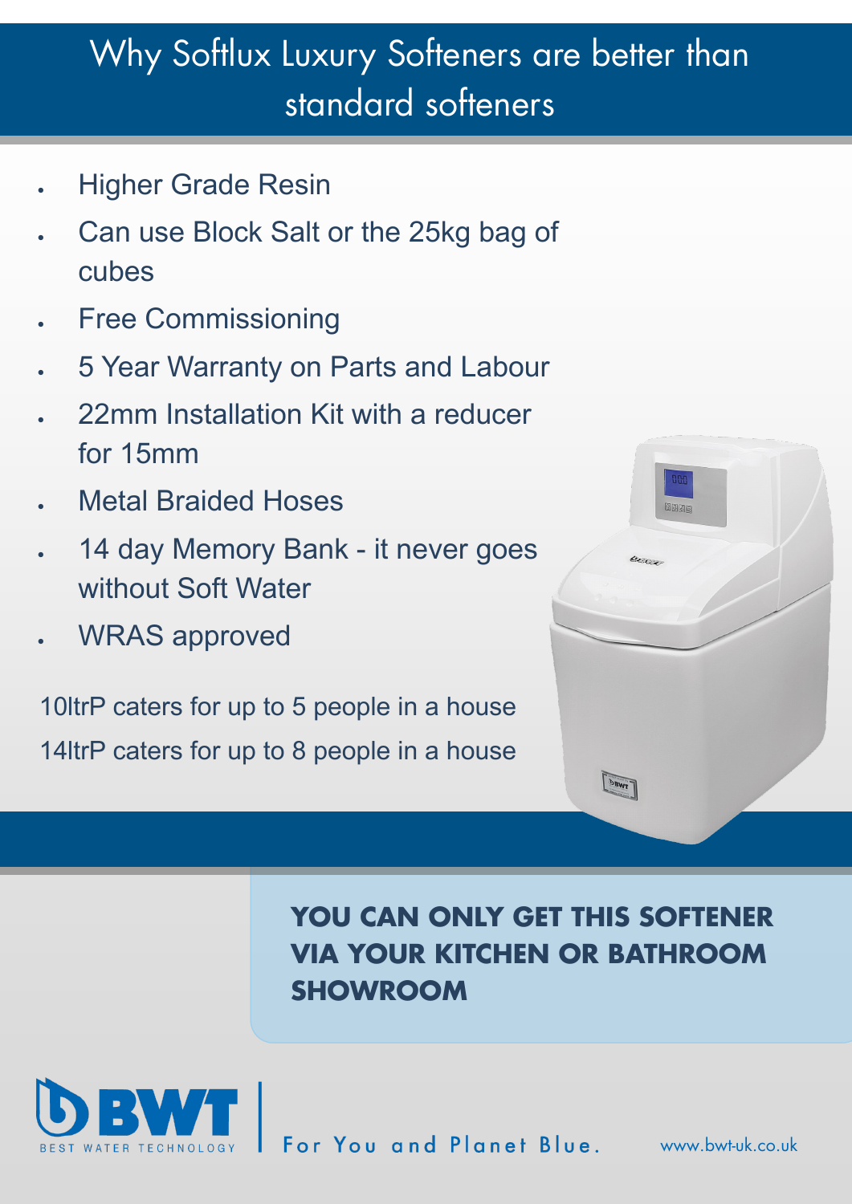# Why Softlux Luxury Softeners are better than standard softeners

- Higher Grade Resin
- Can use Block Salt or the 25kg bag of cubes
- Free Commissioning
- 5 Year Warranty on Parts and Labour
- 22mm Installation Kit with a reducer for 15mm
- Metal Braided Hoses
- 14 day Memory Bank - it never goes without Soft Water
- WRAS approved

10ltrP caters for up to 5 people in a house

14ltrP caters for up to 8 people in a house

**YOU CAN ONLY GET THIS SOFTENER VIA YOUR KITCHEN OR BATHROOM SHOWROOM**

BWT BEST WATER TECHNOLOGY | For You and Planet Blue.

www.bwt-uk.co.uk